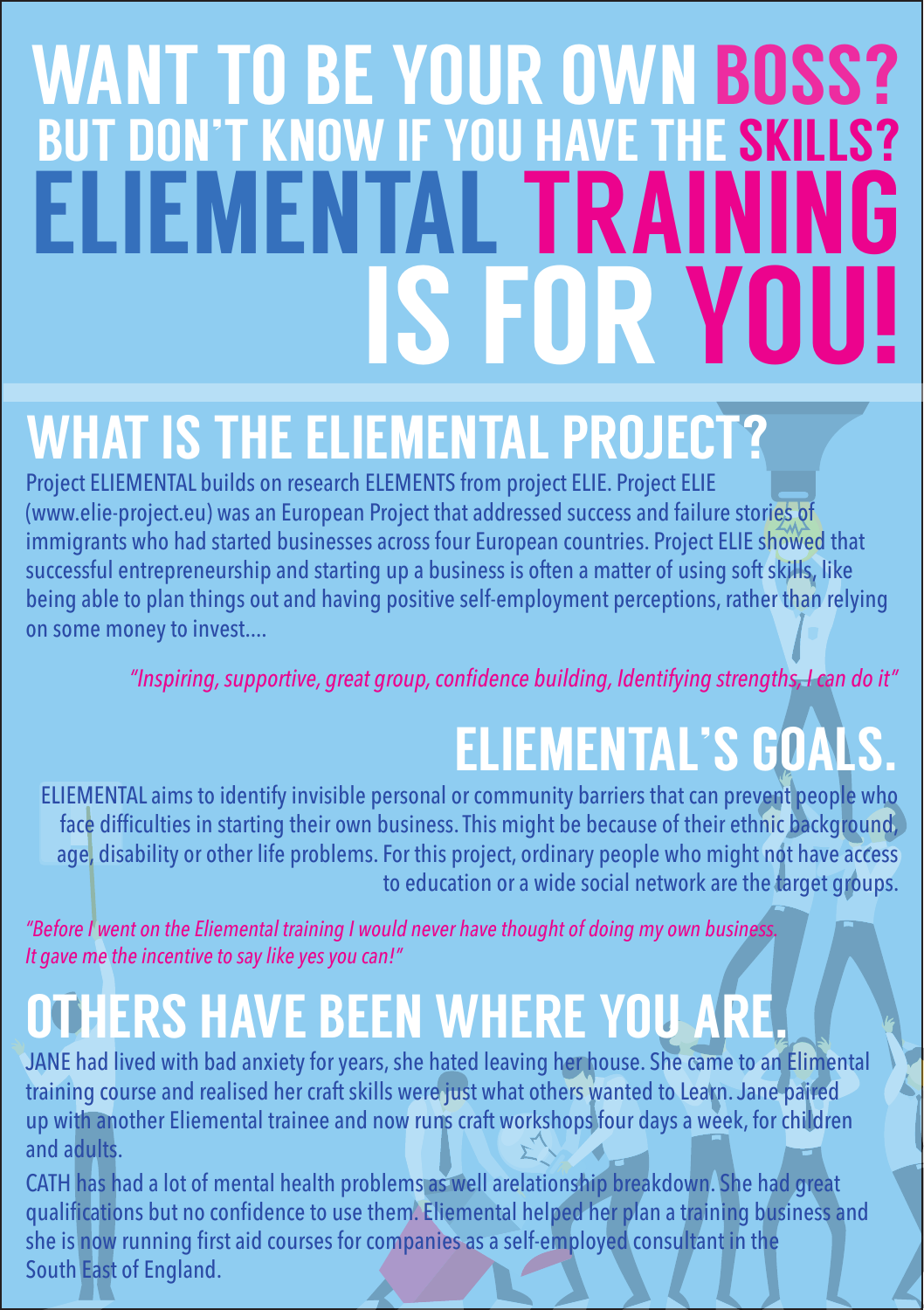# WANT TO BE YOUR OWN BOSS? BUT DON'T KNOW IF YOU HAVE THE SKILLS? ELIEMENTAL TRAINING IS FOR YOU!

## WHAT IS THE ELIEMENTAL PROJECT?

Project ELIEMENTAL builds on research ELEMENTS from project ELIE. Project ELIE (www.elie-project.eu) was an European Project that addressed success and failure stories of immigrants who had started businesses across four European countries. Project ELIE showed that successful entrepreneurship and starting up a business is often a matter of using soft skills, like being able to plan things out and having positive self-employment perceptions, rather than relying on some money to invest....

*"Inspiring, supportive, great group, confidence building, Identifying strengths, I can do it"*

## ELIEMENTAL'S GOALS.

ELIEMENTAL aims to identify invisible personal or community barriers that can prevent people who face difficulties in starting their own business. This might be because of their ethnic background, age, disability or other life problems. For this project, ordinary people who might not have access to education or a wide social network are the target groups.

*"Before I went on the Eliemental training I would never have thought of doing my own business. It gave me the incentive to say like yes you can!"*

## OTHERS HAVE BEEN WHERE YOU ARE.

JANE had lived with bad anxiety for years, she hated leaving her house. She came to an Elimental training course and realised her craft skills were just what others wanted to Learn. Jane paired up with another Eliemental trainee and now runs craft workshops four days a week, for children and adults.

CATH has had a lot of mental health problems as well arelationship breakdown. She had great qualifications but no confidence to use them. Eliemental helped her plan a training business and she is now running first aid courses for companies as a self-employed consultant in the South East of England.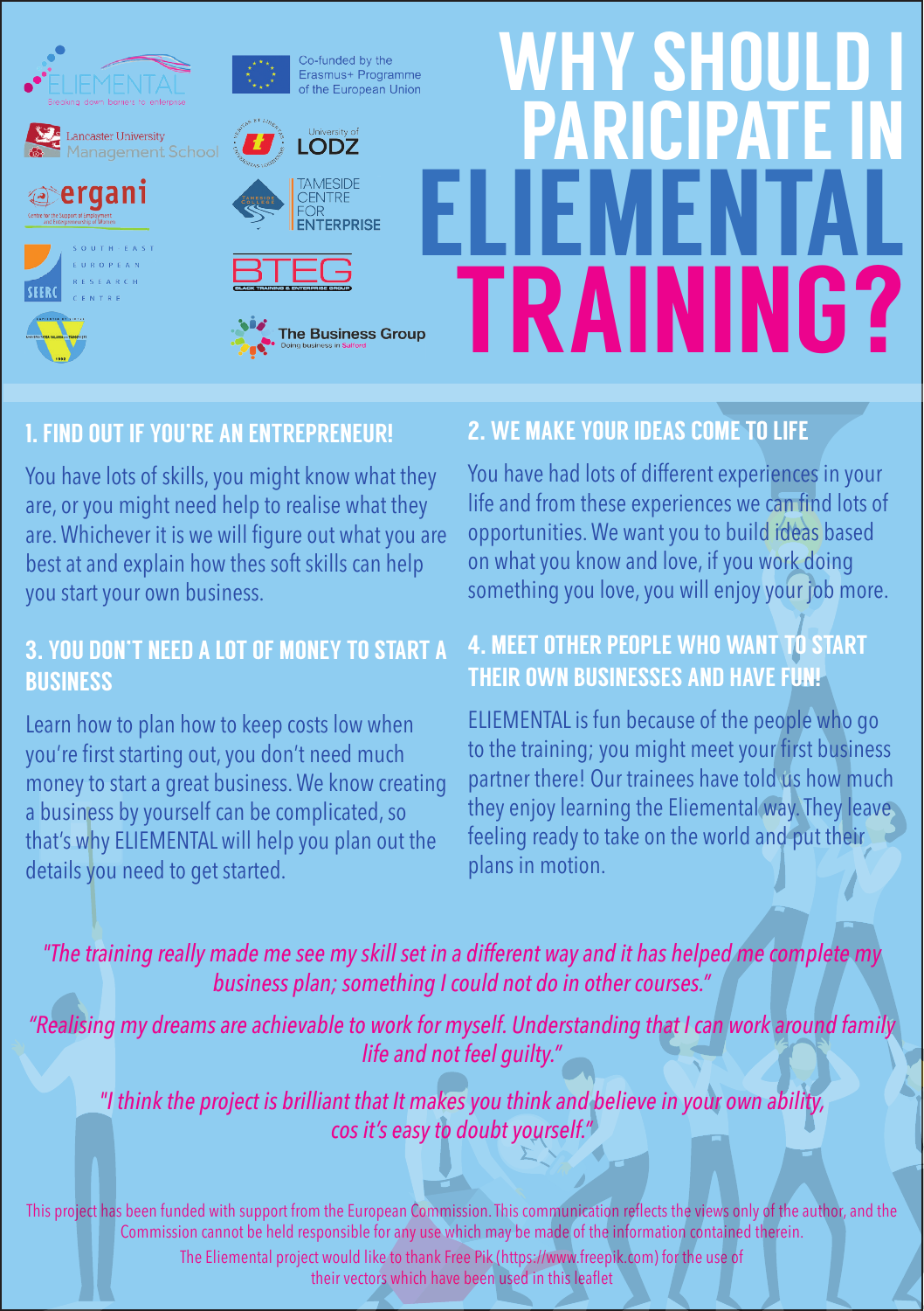ELIEMENTAL
Breaking down barriers to enterprise

Co-funded by the Erasmus+ Programme of the European Union

Lancaster University Management School

University of LODZ

ergani
Centre for the Support of Employment and Entrepreneurship of Women

TAMESIDE CENTRE FOR ENTERPRISE

SOUTH EAST EUROPEAN RESEARCH CENTRE

BTEG
BLACK TRAINING & ENTERPRISE GROUP

The Business Group
Doing business in Salford

# WHY SHOULD I PARICIPATE IN ELIEMENTAL TRAINING?

## 1. FIND OUT IF YOU'RE AN ENTREPRENEUR!

You have lots of skills, you might know what they are, or you might need help to realise what they are. Whichever it is we will figure out what you are best at and explain how thes soft skills can help you start your own business.

## 2. WE MAKE YOUR IDEAS COME TO LIFE

You have had lots of different experiences in your life and from these experiences we can find lots of opportunities. We want you to build ideas based on what you know and love, if you work doing something you love, you will enjoy your job more.

## 3. YOU DON'T NEED A LOT OF MONEY TO START A BUSINESS

Learn how to plan how to keep costs low when you're first starting out, you don't need much money to start a great business. We know creating a business by yourself can be complicated, so that's why ELIEMENTAL will help you plan out the details you need to get started.

## 4. MEET OTHER PEOPLE WHO WANT TO START THEIR OWN BUSINESSES AND HAVE FUN!

ELIEMENTAL is fun because of the people who go to the training; you might meet your first business partner there! Our trainees have told us how much they enjoy learning the Eliemental way. They leave feeling ready to take on the world and put their plans in motion.

*"The training really made me see my skill set in a different way and it has helped me complete my business plan; something I could not do in other courses."*

*"Realising my dreams are achievable to work for myself. Understanding that I can work around family life and not feel guilty."*

*"I think the project is brilliant that It makes you think and believe in your own ability, cos it's easy to doubt yourself."*

This project has been funded with support from the European Commission. This communication reflects the views only of the author, and the Commission cannot be held responsible for any use which may be made of the information contained therein.

The Eliemental project would like to thank Free Pik (https://www.freepik.com) for the use of their vectors which have been used in this leaflet